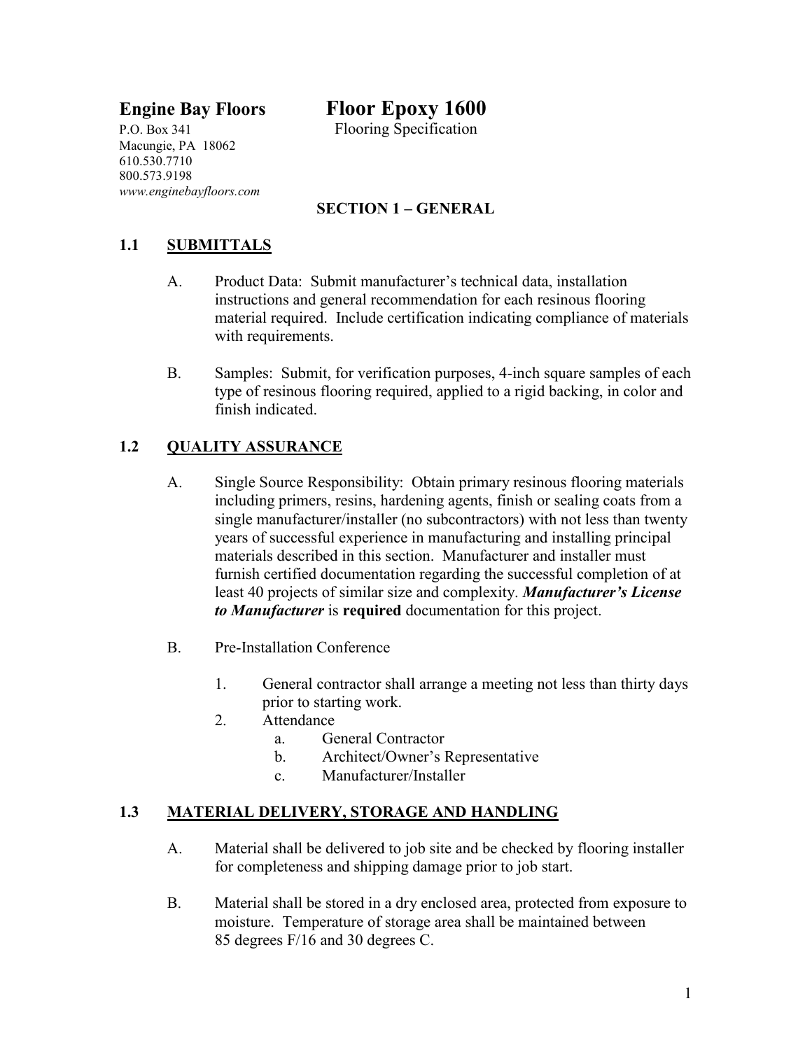**Engine Bay Floors**

P.O. Box 341
Macungie, PA 18062
610.530.7710
800.573.9198
*www.enginebayfloors.com*

# Floor Epoxy 1600

Flooring Specification

## SECTION 1 – GENERAL

### 1.1 SUBMITTALS

A. Product Data: Submit manufacturer's technical data, installation instructions and general recommendation for each resinous flooring material required. Include certification indicating compliance of materials with requirements.

B. Samples: Submit, for verification purposes, 4-inch square samples of each type of resinous flooring required, applied to a rigid backing, in color and finish indicated.

### 1.2 QUALITY ASSURANCE

A. Single Source Responsibility: Obtain primary resinous flooring materials including primers, resins, hardening agents, finish or sealing coats from a single manufacturer/installer (no subcontractors) with not less than twenty years of successful experience in manufacturing and installing principal materials described in this section. Manufacturer and installer must furnish certified documentation regarding the successful completion of at least 40 projects of similar size and complexity. ***Manufacturer's License to Manufacturer*** is **required** documentation for this project.

B. Pre-Installation Conference

1. General contractor shall arrange a meeting not less than thirty days prior to starting work.
2. Attendance
    a. General Contractor
    b. Architect/Owner's Representative
    c. Manufacturer/Installer

### 1.3 MATERIAL DELIVERY, STORAGE AND HANDLING

A. Material shall be delivered to job site and be checked by flooring installer for completeness and shipping damage prior to job start.

B. Material shall be stored in a dry enclosed area, protected from exposure to moisture. Temperature of storage area shall be maintained between 85 degrees F/16 and 30 degrees C.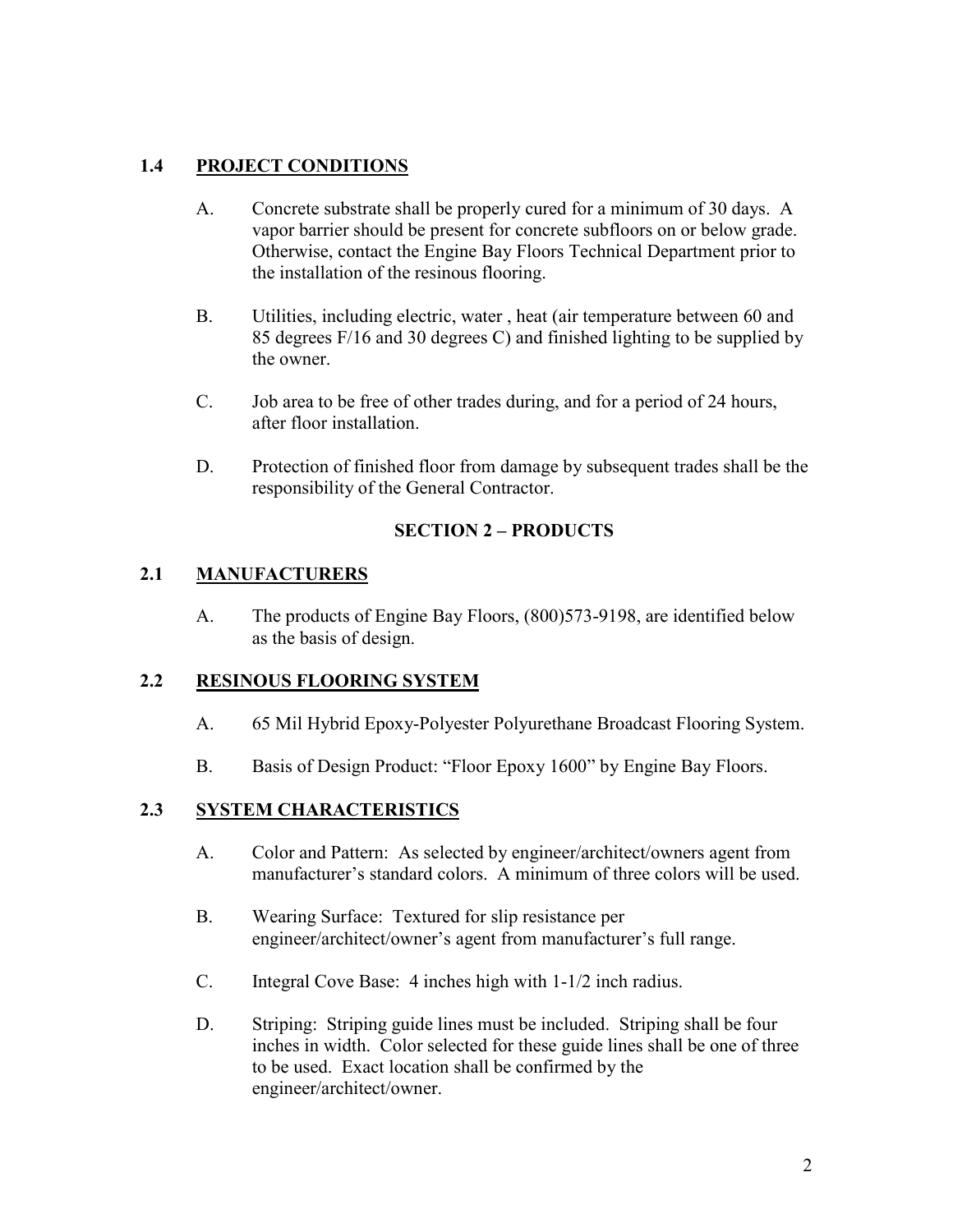## 1.4 PROJECT CONDITIONS

A. Concrete substrate shall be properly cured for a minimum of 30 days. A vapor barrier should be present for concrete subfloors on or below grade. Otherwise, contact the Engine Bay Floors Technical Department prior to the installation of the resinous flooring.

B. Utilities, including electric, water , heat (air temperature between 60 and 85 degrees F/16 and 30 degrees C) and finished lighting to be supplied by the owner.

C. Job area to be free of other trades during, and for a period of 24 hours, after floor installation.

D. Protection of finished floor from damage by subsequent trades shall be the responsibility of the General Contractor.

# SECTION 2 – PRODUCTS

## 2.1 MANUFACTURERS

A. The products of Engine Bay Floors, (800)573-9198, are identified below as the basis of design.

## 2.2 RESINOUS FLOORING SYSTEM

A. 65 Mil Hybrid Epoxy-Polyester Polyurethane Broadcast Flooring System.

B. Basis of Design Product: "Floor Epoxy 1600" by Engine Bay Floors.

## 2.3 SYSTEM CHARACTERISTICS

A. Color and Pattern: As selected by engineer/architect/owners agent from manufacturer's standard colors. A minimum of three colors will be used.

B. Wearing Surface: Textured for slip resistance per engineer/architect/owner's agent from manufacturer's full range.

C. Integral Cove Base: 4 inches high with 1-1/2 inch radius.

D. Striping: Striping guide lines must be included. Striping shall be four inches in width. Color selected for these guide lines shall be one of three to be used. Exact location shall be confirmed by the engineer/architect/owner.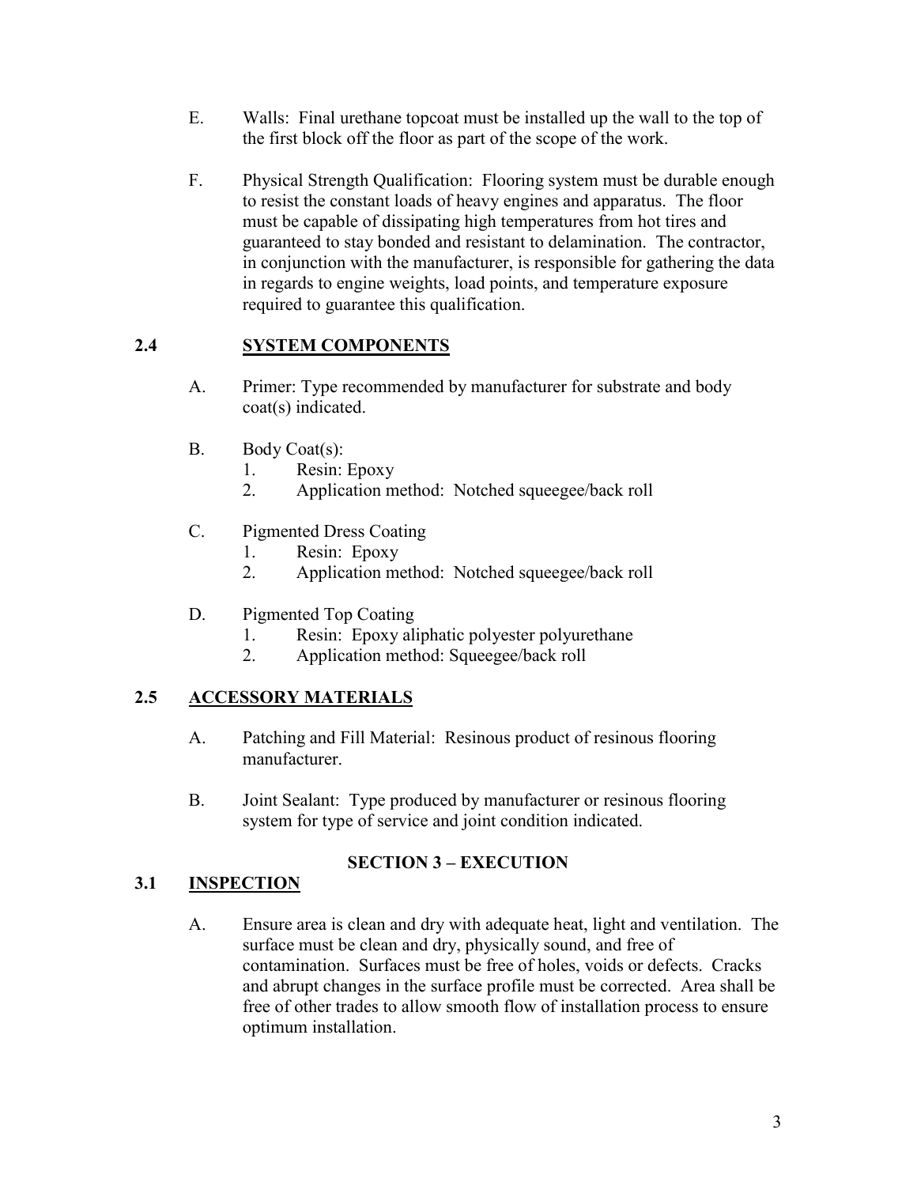E. Walls: Final urethane topcoat must be installed up the wall to the top of the first block off the floor as part of the scope of the work.

F. Physical Strength Qualification: Flooring system must be durable enough to resist the constant loads of heavy engines and apparatus. The floor must be capable of dissipating high temperatures from hot tires and guaranteed to stay bonded and resistant to delamination. The contractor, in conjunction with the manufacturer, is responsible for gathering the data in regards to engine weights, load points, and temperature exposure required to guarantee this qualification.

## 2.4 SYSTEM COMPONENTS

A. Primer: Type recommended by manufacturer for substrate and body coat(s) indicated.

B. Body Coat(s):
   1. Resin: Epoxy
   2. Application method: Notched squeegee/back roll

C. Pigmented Dress Coating
   1. Resin: Epoxy
   2. Application method: Notched squeegee/back roll

D. Pigmented Top Coating
   1. Resin: Epoxy aliphatic polyester polyurethane
   2. Application method: Squeegee/back roll

## 2.5 ACCESSORY MATERIALS

A. Patching and Fill Material: Resinous product of resinous flooring manufacturer.

B. Joint Sealant: Type produced by manufacturer or resinous flooring system for type of service and joint condition indicated.

# SECTION 3 – EXECUTION

## 3.1 INSPECTION

A. Ensure area is clean and dry with adequate heat, light and ventilation. The surface must be clean and dry, physically sound, and free of contamination. Surfaces must be free of holes, voids or defects. Cracks and abrupt changes in the surface profile must be corrected. Area shall be free of other trades to allow smooth flow of installation process to ensure optimum installation.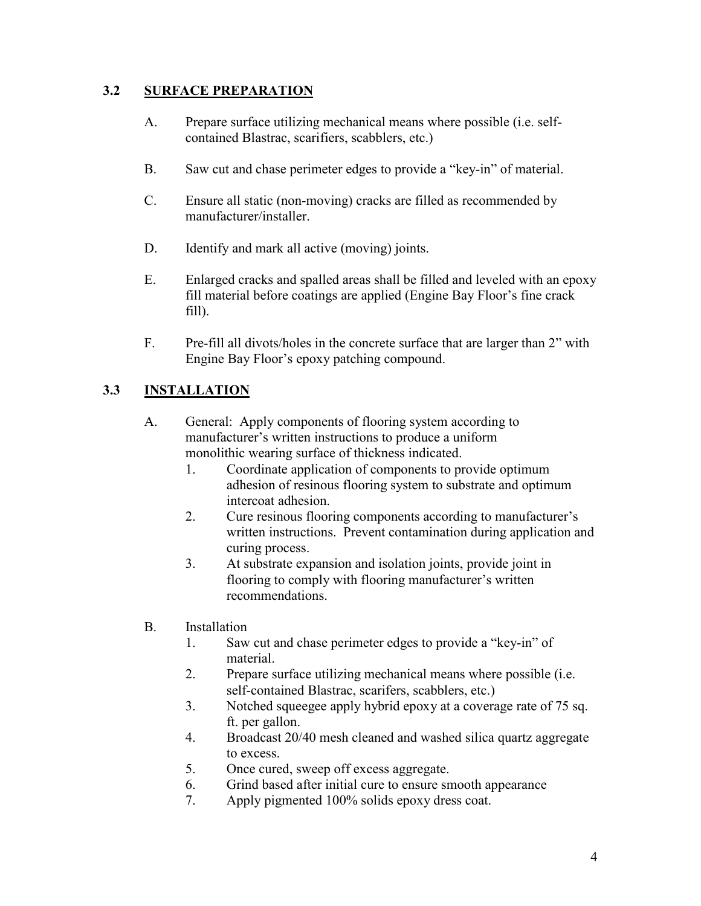## 3.2 SURFACE PREPARATION

A. Prepare surface utilizing mechanical means where possible (i.e. self-contained Blastrac, scarifiers, scabblers, etc.)

B. Saw cut and chase perimeter edges to provide a "key-in" of material.

C. Ensure all static (non-moving) cracks are filled as recommended by manufacturer/installer.

D. Identify and mark all active (moving) joints.

E. Enlarged cracks and spalled areas shall be filled and leveled with an epoxy fill material before coatings are applied (Engine Bay Floor's fine crack fill).

F. Pre-fill all divots/holes in the concrete surface that are larger than 2" with Engine Bay Floor's epoxy patching compound.

## 3.3 INSTALLATION

A. General: Apply components of flooring system according to manufacturer's written instructions to produce a uniform monolithic wearing surface of thickness indicated.
   1. Coordinate application of components to provide optimum adhesion of resinous flooring system to substrate and optimum intercoat adhesion.
   2. Cure resinous flooring components according to manufacturer's written instructions. Prevent contamination during application and curing process.
   3. At substrate expansion and isolation joints, provide joint in flooring to comply with flooring manufacturer's written recommendations.

B. Installation
   1. Saw cut and chase perimeter edges to provide a "key-in" of material.
   2. Prepare surface utilizing mechanical means where possible (i.e. self-contained Blastrac, scarifers, scabblers, etc.)
   3. Notched squeegee apply hybrid epoxy at a coverage rate of 75 sq. ft. per gallon.
   4. Broadcast 20/40 mesh cleaned and washed silica quartz aggregate to excess.
   5. Once cured, sweep off excess aggregate.
   6. Grind based after initial cure to ensure smooth appearance
   7. Apply pigmented 100% solids epoxy dress coat.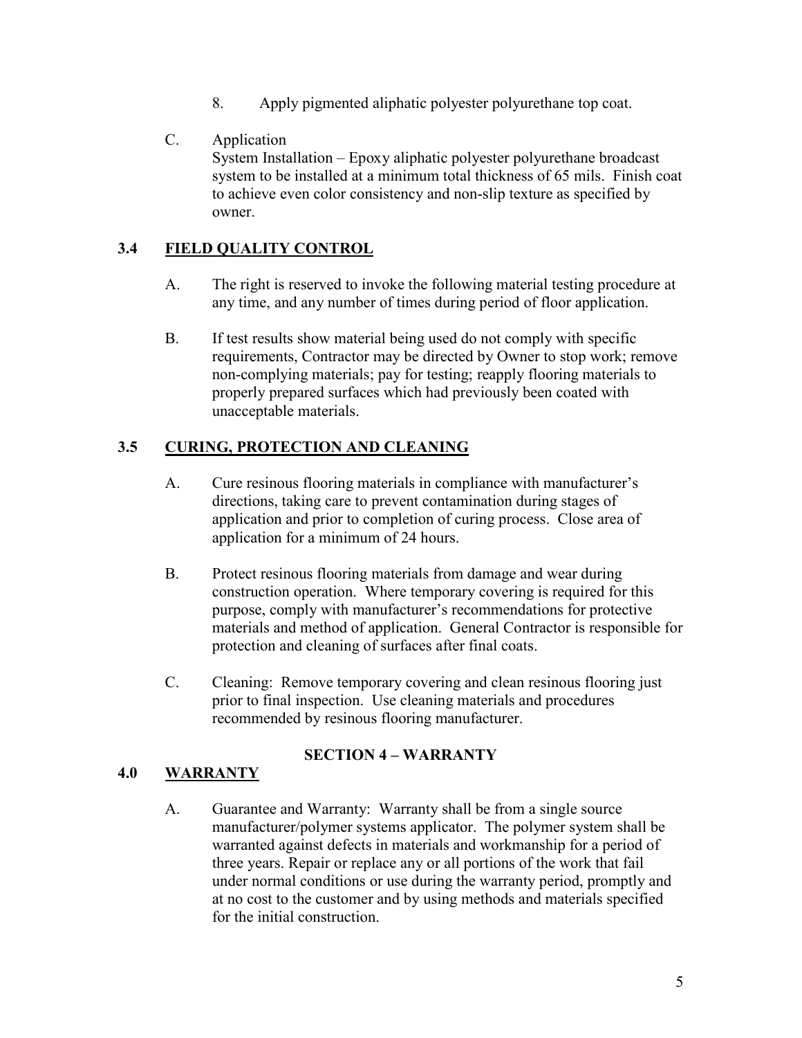8. Apply pigmented aliphatic polyester polyurethane top coat.

C. Application
System Installation – Epoxy aliphatic polyester polyurethane broadcast system to be installed at a minimum total thickness of 65 mils. Finish coat to achieve even color consistency and non-slip texture as specified by owner.

## 3.4 FIELD QUALITY CONTROL

A. The right is reserved to invoke the following material testing procedure at any time, and any number of times during period of floor application.

B. If test results show material being used do not comply with specific requirements, Contractor may be directed by Owner to stop work; remove non-complying materials; pay for testing; reapply flooring materials to properly prepared surfaces which had previously been coated with unacceptable materials.

## 3.5 CURING, PROTECTION AND CLEANING

A. Cure resinous flooring materials in compliance with manufacturer's directions, taking care to prevent contamination during stages of application and prior to completion of curing process. Close area of application for a minimum of 24 hours.

B. Protect resinous flooring materials from damage and wear during construction operation. Where temporary covering is required for this purpose, comply with manufacturer's recommendations for protective materials and method of application. General Contractor is responsible for protection and cleaning of surfaces after final coats.

C. Cleaning: Remove temporary covering and clean resinous flooring just prior to final inspection. Use cleaning materials and procedures recommended by resinous flooring manufacturer.

# SECTION 4 – WARRANTY

## 4.0 WARRANTY

A. Guarantee and Warranty: Warranty shall be from a single source manufacturer/polymer systems applicator. The polymer system shall be warranted against defects in materials and workmanship for a period of three years. Repair or replace any or all portions of the work that fail under normal conditions or use during the warranty period, promptly and at no cost to the customer and by using methods and materials specified for the initial construction.